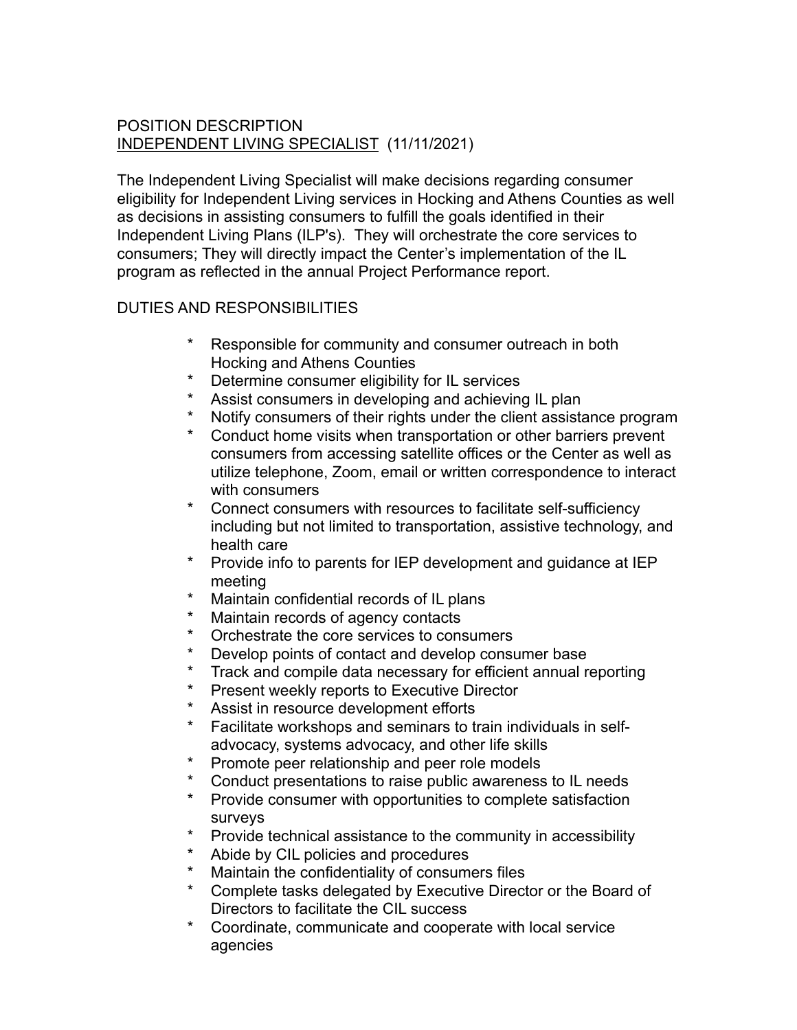POSITION DESCRIPTION
<u>INDEPENDENT LIVING SPECIALIST</u> (11/11/2021)

The Independent Living Specialist will make decisions regarding consumer eligibility for Independent Living services in Hocking and Athens Counties as well as decisions in assisting consumers to fulfill the goals identified in their Independent Living Plans (ILP's). They will orchestrate the core services to consumers; They will directly impact the Center's implementation of the IL program as reflected in the annual Project Performance report.

DUTIES AND RESPONSIBILITIES

* Responsible for community and consumer outreach in both Hocking and Athens Counties
* Determine consumer eligibility for IL services
* Assist consumers in developing and achieving IL plan
* Notify consumers of their rights under the client assistance program
* Conduct home visits when transportation or other barriers prevent consumers from accessing satellite offices or the Center as well as utilize telephone, Zoom, email or written correspondence to interact with consumers
* Connect consumers with resources to facilitate self-sufficiency including but not limited to transportation, assistive technology, and health care
* Provide info to parents for IEP development and guidance at IEP meeting
* Maintain confidential records of IL plans
* Maintain records of agency contacts
* Orchestrate the core services to consumers
* Develop points of contact and develop consumer base
* Track and compile data necessary for efficient annual reporting
* Present weekly reports to Executive Director
* Assist in resource development efforts
* Facilitate workshops and seminars to train individuals in self-advocacy, systems advocacy, and other life skills
* Promote peer relationship and peer role models
* Conduct presentations to raise public awareness to IL needs
* Provide consumer with opportunities to complete satisfaction surveys
* Provide technical assistance to the community in accessibility
* Abide by CIL policies and procedures
* Maintain the confidentiality of consumers files
* Complete tasks delegated by Executive Director or the Board of Directors to facilitate the CIL success
* Coordinate, communicate and cooperate with local service agencies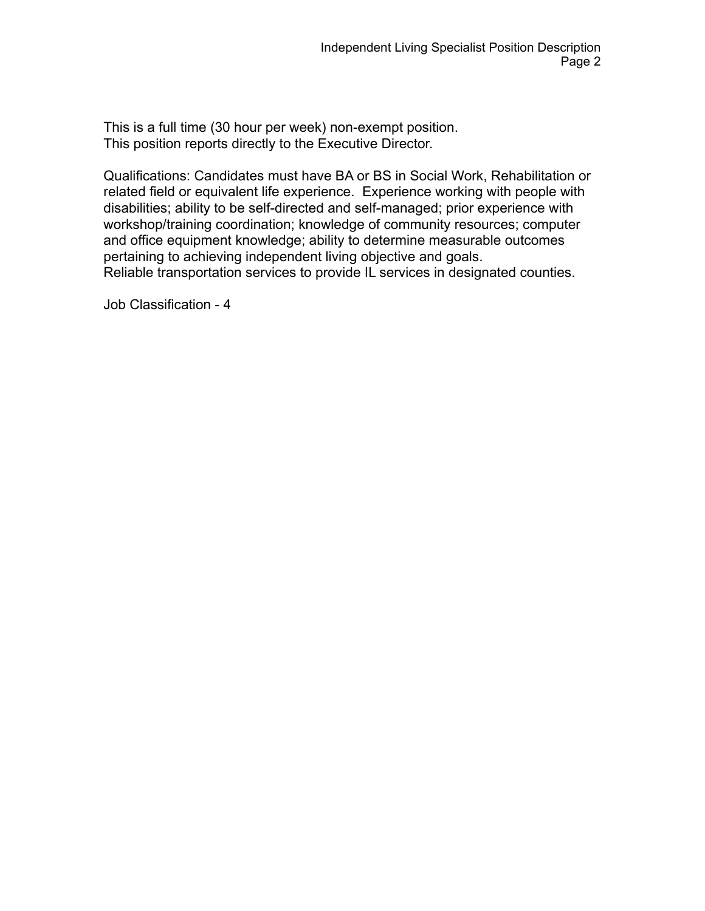This is a full time (30 hour per week) non-exempt position.
This position reports directly to the Executive Director.

Qualifications: Candidates must have BA or BS in Social Work, Rehabilitation or related field or equivalent life experience. Experience working with people with disabilities; ability to be self-directed and self-managed; prior experience with workshop/training coordination; knowledge of community resources; computer and office equipment knowledge; ability to determine measurable outcomes pertaining to achieving independent living objective and goals.
Reliable transportation services to provide IL services in designated counties.

Job Classification - 4